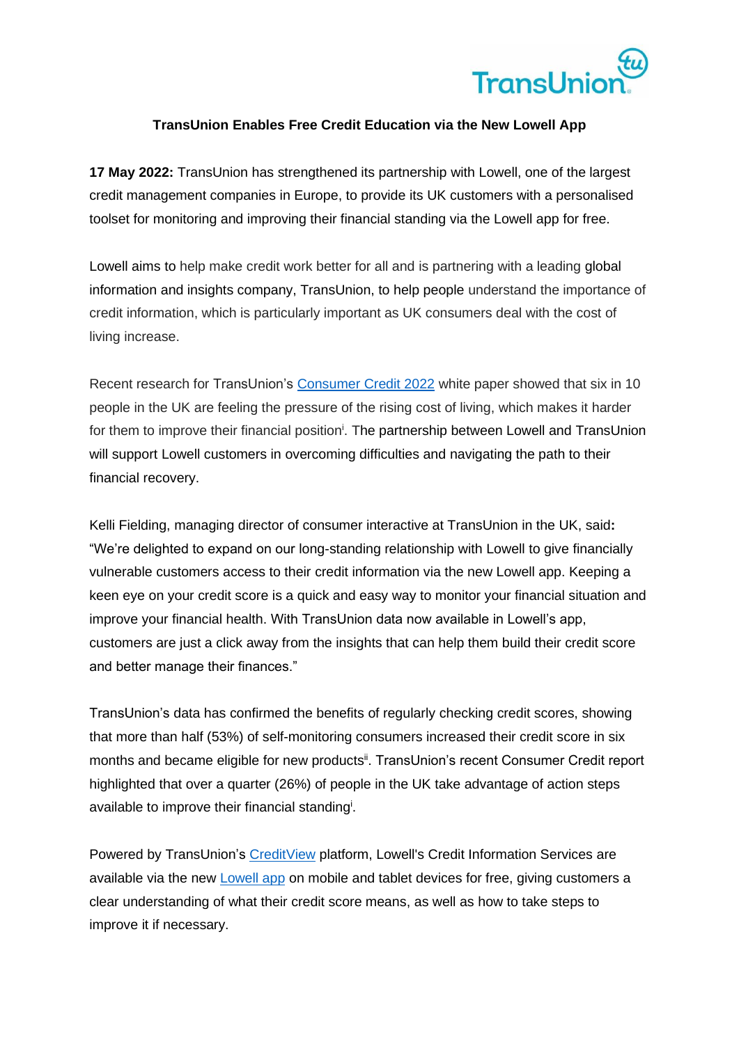# TransUnion Enables Free Credit Education via the New Lowell App

**17 May 2022:** TransUnion has strengthened its partnership with Lowell, one of the largest credit management companies in Europe, to provide its UK customers with a personalised toolset for monitoring and improving their financial standing via the Lowell app for free.

Lowell aims to help make credit work better for all and is partnering with a leading global information and insights company, TransUnion, to help people understand the importance of credit information, which is particularly important as UK consumers deal with the cost of living increase.

Recent research for TransUnion's [Consumer Credit 2022](#) white paper showed that six in 10 people in the UK are feeling the pressure of the rising cost of living, which makes it harder for them to improve their financial position[i]. The partnership between Lowell and TransUnion will support Lowell customers in overcoming difficulties and navigating the path to their financial recovery.

Kelli Fielding, managing director of consumer interactive at TransUnion in the UK, said**:** "We're delighted to expand on our long-standing relationship with Lowell to give financially vulnerable customers access to their credit information via the new Lowell app. Keeping a keen eye on your credit score is a quick and easy way to monitor your financial situation and improve your financial health. With TransUnion data now available in Lowell's app, customers are just a click away from the insights that can help them build their credit score and better manage their finances."

TransUnion's data has confirmed the benefits of regularly checking credit scores, showing that more than half (53%) of self-monitoring consumers increased their credit score in six months and became eligible for new products[ii]. TransUnion's recent Consumer Credit report highlighted that over a quarter (26%) of people in the UK take advantage of action steps available to improve their financial standing[i].

Powered by TransUnion's [CreditView](#) platform, Lowell's Credit Information Services are available via the new [Lowell app](#) on mobile and tablet devices for free, giving customers a clear understanding of what their credit score means, as well as how to take steps to improve it if necessary.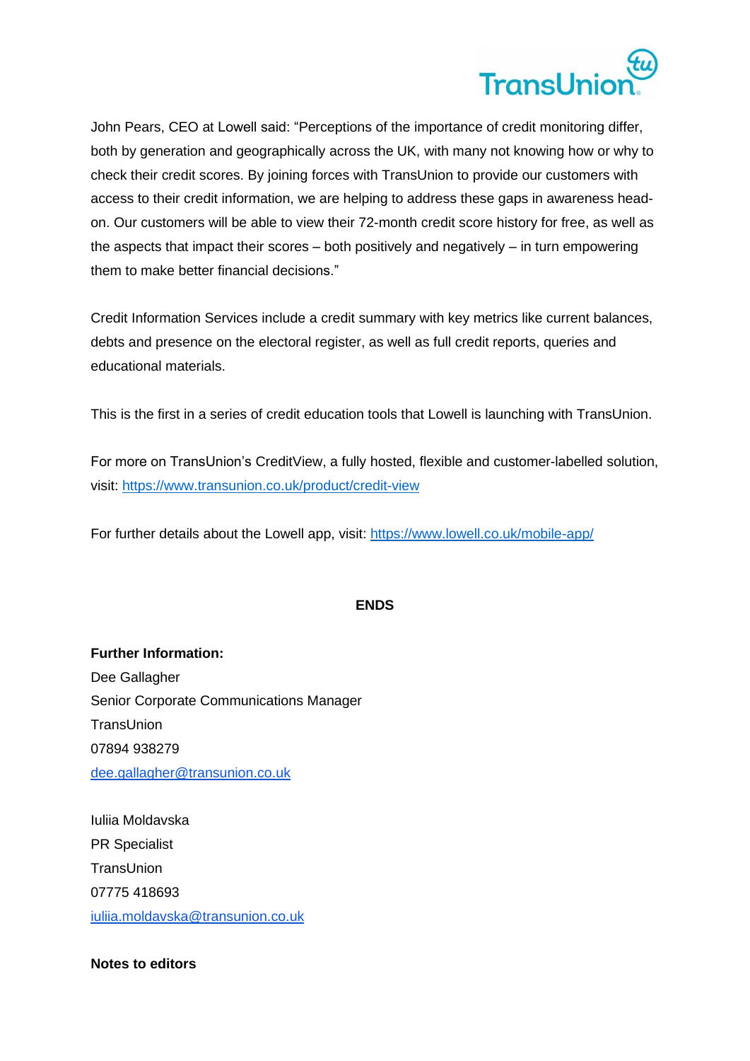John Pears, CEO at Lowell said: "Perceptions of the importance of credit monitoring differ, both by generation and geographically across the UK, with many not knowing how or why to check their credit scores. By joining forces with TransUnion to provide our customers with access to their credit information, we are helping to address these gaps in awareness head-on. Our customers will be able to view their 72-month credit score history for free, as well as the aspects that impact their scores – both positively and negatively – in turn empowering them to make better financial decisions."

Credit Information Services include a credit summary with key metrics like current balances, debts and presence on the electoral register, as well as full credit reports, queries and educational materials.

This is the first in a series of credit education tools that Lowell is launching with TransUnion.

For more on TransUnion's CreditView, a fully hosted, flexible and customer-labelled solution, visit: https://www.transunion.co.uk/product/credit-view

For further details about the Lowell app, visit: https://www.lowell.co.uk/mobile-app/

**ENDS**

**Further Information:**
Dee Gallagher
Senior Corporate Communications Manager
TransUnion
07894 938279
dee.gallagher@transunion.co.uk

Iuliia Moldavska
PR Specialist
TransUnion
07775 418693
iuliia.moldavska@transunion.co.uk

**Notes to editors**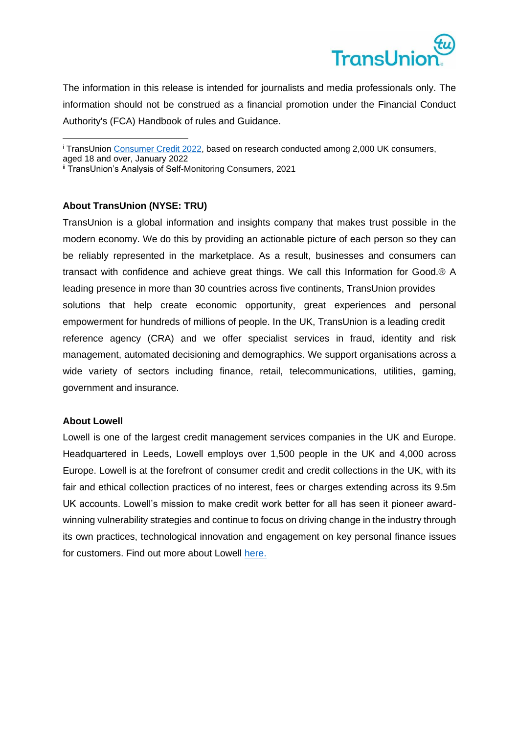The information in this release is intended for journalists and media professionals only. The information should not be construed as a financial promotion under the Financial Conduct Authority's (FCA) Handbook of rules and Guidance.

---

[i] TransUnion Consumer Credit 2022, based on research conducted among 2,000 UK consumers, aged 18 and over, January 2022

[ii] TransUnion's Analysis of Self-Monitoring Consumers, 2021

**About TransUnion (NYSE: TRU)**

TransUnion is a global information and insights company that makes trust possible in the modern economy. We do this by providing an actionable picture of each person so they can be reliably represented in the marketplace. As a result, businesses and consumers can transact with confidence and achieve great things. We call this Information for Good.® A leading presence in more than 30 countries across five continents, TransUnion provides solutions that help create economic opportunity, great experiences and personal empowerment for hundreds of millions of people. In the UK, TransUnion is a leading credit reference agency (CRA) and we offer specialist services in fraud, identity and risk management, automated decisioning and demographics. We support organisations across a wide variety of sectors including finance, retail, telecommunications, utilities, gaming, government and insurance.

**About Lowell**

Lowell is one of the largest credit management services companies in the UK and Europe. Headquartered in Leeds, Lowell employs over 1,500 people in the UK and 4,000 across Europe. Lowell is at the forefront of consumer credit and credit collections in the UK, with its fair and ethical collection practices of no interest, fees or charges extending across its 9.5m UK accounts. Lowell's mission to make credit work better for all has seen it pioneer award-winning vulnerability strategies and continue to focus on driving change in the industry through its own practices, technological innovation and engagement on key personal finance issues for customers. Find out more about Lowell here.